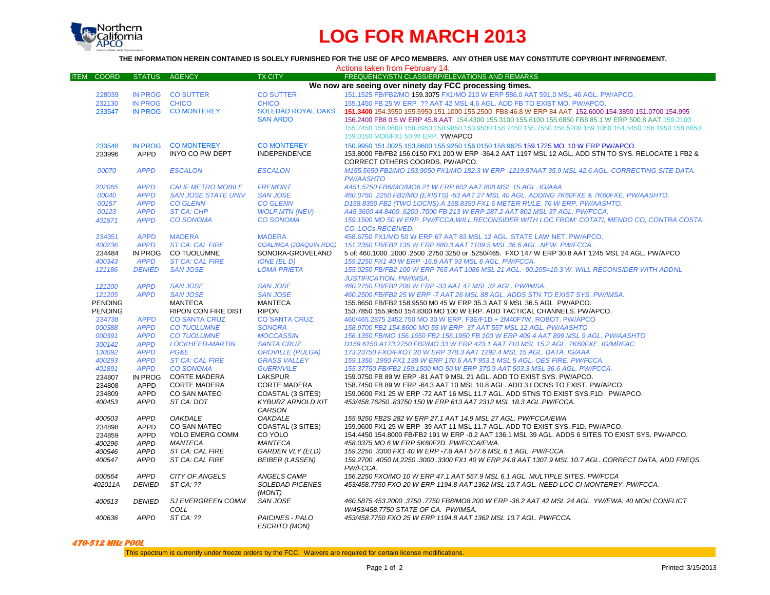# LOG FOR MARCH 2013

**THE INFORMATION HEREIN CONTAINED IS SOLELY FURNISHED FOR THE USE OF APCO MEMBERS. ANY OTHER USE MAY CONSTITUTE COPYRIGHT INFRINGEMENT.**

Actions taken from February 14.

| ITEM | COORD | STATUS | AGENCY | TX CITY | FREQUENCY/STN CLASS/ERP/ELEVATIONS AND REMARKS |
|---|---|---|---|---|---|
| | | | | | **We now are seeing over ninety day FCC processing times.** |
| | 228039 | IN PROG | CO SUTTER | CO SUTTER | 151.1525 FB/FB2/MO 159.3075 FX1/MO 210 W ERP 586.0 AAT 591.0 MSL 46 AGL. PW/APCO. |
| | 232130 | IN PROG | CHICO | CHICO | 155.1450 FB 25 W ERP ?? AAT 42 MSL 4.6 AGL. ADD FB TO EXIST MO. PW/APCO. |
| | 233547 | IN PROG | CO MONTEREY | SOLEDAD ROYAL OAKS SAN ARDO | 151.3400 154.3550 155.5950 151.1000 155.2500 FB8 46.8 W ERP 84 AAT 152.6000 154.3850 151.0700 154.995 156.2400 FB8 0.5 W ERP 45.8 AAT 154.4300 155.3100 155.6100 155.6850 FB8 85.1 W ERP 500.8 AAT 159.2100 155.7450 156.0600 158.8950 158.9850 153.9500 158.7450 155.7550 158.5200 159.1050 154.8450 156.1950 158.8650 159.0150 MO8/FX1 50 W ERP. YW/APCO |
| | 233548 | IN PROG | CO MONTEREY | CO MONTEREY | 150.9950 151.0025 153.8600 155.9250 156.0150 158.9625 159.1725 MO. 10 W ERP PW/APCO. |
| | 233996 | APPD | INYO CO PW DEPT | INDEPENDENCE | 153.8000 FB/FB2 156.0150 FX1 200 W ERP -364.2 AAT 1197 MSL 12 AGL. ADD STN TO SYS. RELOCATE 1 FB2 & CORRECT OTHERS COORDS. PW/APCO. |
| | *00070* | *APPD* | *ESCALON* | *ESCALON* | *M155.5650 FB2/MO 153.9050 FX1/MO 182.3 W ERP -1219.8?AAT 35.9 MSL 42.6 AGL. CORRECTING SITE DATA. PW/AASHTO* |
| | *202065* | *APPD* | *CALIF METRO MOBILE* | *FREMONT* | *A451.5250 FB6/MO/MO6 21 W ERP 602 AAT 808 MSL 15 AGL. IG/AAA* |
| | *00040* | *APPD* | *SAN JOSE STATE UNIV* | *SAN JOSE* | *460.0750 .2250 FB2/MO (EXISTS) -53 AAT 27 MSL 40 AGL. ADDING 7K60FXE & 7K60FXE. PW/AASHTO.* |
| | *00157* | *APPD* | *CO GLENN* | *CO GLENN* | *D158.8350 FB2 (TWO LOCNS) A 158.8350 FX1 6 METER RULE. 76 W ERP. PW/AASHTO.* |
| | *00123* | *APPD* | *ST CA: CHP* | *WOLF MTN (NEV)* | *A45.3600 44.8400 .6200 .7000 FB 213 W ERP 287.2 AAT 802 MSL 37 AGL. PW/FCCA.* |
| | *401871* | *APPD* | *CO SONOMA* | *CO SONOMA* | *159.1500 MO 50 W ERP. PW/FCCA.WILL RECONSIDER WITH LOC FROM: COTATI, MENDO CO, CONTRA COSTA CO. LOCs RECEIVED.* |
| | 234351 | APPD | MADERA | MADERA | 458.6750 FX1/MO 50 W ERP 67 AAT 83 MSL 12 AGL. STATE LAW NET. PW/APCO. |
| | *400236* | *APPD* | *ST CA: CAL FIRE* | *COALINGA (JOAQUIN RDG)* | *151.2350 FB/FB2 135 W ERP 680.3 AAT 1109.5 MSL 36.6 AGL. NEW. PW/FCCA.* |
| | 234484 | IN PROG | CO TUOLUMNE | SONORA-GROVELAND | 5 of: 460.1000 .2000 .2500 .2750 3250 or .5250/465. FXO 147 W ERP 30.8 AAT 1245 MSL 24 AGL. PW/APCO |
| | *400343* | *APPD* | *ST CA: CAL FIRE* | *IONE (EL D)* | *159.2250 FX1 40 W ERP -16.9 AAT 93 MSL 6 AGL. PW/FCCA.* |
| | *121186* | *DENIED* | *SAN JOSE* | *LOMA PRIETA* | *155.0250 FB/FB2 100 W ERP 765 AAT 1086 MSL 21 AGL. 90.205=10.3 W. WILL RECONSIDER WITH ADDNL JUSTIFICATION. PW/IMSA.* |
| | *121200* | *APPD* | *SAN JOSE* | *SAN JOSE* | *460.2750 FB/FB2 200 W ERP -33 AAT 47 MSL 32 AGL. PW/IMSA.* |
| | *121205* | *APPD* | *SAN JOSE* | *SAN JOSE* | *460.2500 FB/FB2 25 W ERP -7 AAT 26 MSL 88 AGL. ADDS STN TO EXIST SYS. PW/IMSA.* |
| | PENDING | | MANTECA | MANTECA | 155.8650 FB/FB2 158.9550 M0 45 W ERP 35.3 AAT 9 MSL 36.5 AGL PW/APCO. |
| | PENDING | | RIPON CON FIRE DIST | RIPON | 153.7850 155.9850 154.8300 MO 100 W ERP. ADD TACTICAL CHANNELS. PW/APCO. |
| | 234738 | APPD | CO SANTA CRUZ | CO SANTA CRUZ | 460/465.2875 2452.750 MO 30 W ERP. F3E/F1D + 2M40F7W. ROBOT. PW/APCO |
| | *000388* | *APPD* | *CO TUOLUMNE* | *SONORA* | *158.9700 FB2 154.8600 MO 55 W ERP -37 AAT 557 MSL 12 AGL. PW/AASHTO* |
| | *000391* | *APPD* | *CO TUOLUMNE* | *MOCCASSIN* | *156.1350 FB/MO 156.1650 FB2 156.1950 FB 100 W ERP 409.4 AAT 899 MSL 9 AGL. PW/AASHTO* |
| | *300142* | *APPD* | *LOCKHEED-MARTIN* | *SANTA CRUZ* | *D159.6150 A173.2750 FB2/MO 33 W ERP 423.1 AAT 710 MSL 15.2 AGL. 7K60FXE. IG/MRFAC* |
| | *130092* | *APPD* | *PG&E* | *OROVILLE (PULGA)* | *173.23750 FXO/FXOT 20 W ERP 378.3 AAT 1292.4 MSL 15 AGL. DATA. IG/AAA* |
| | *400293* | *APPD* | *ST CA: CAL FIRE* | *GRASS VALLEY* | *159.1350 .1950 FX1 138 W ERP 170.6 AAT 953.1 MSL 5 AGL. OES FIRE. PW/FCCA.* |
| | *401891* | *APPD* | *CO SONOMA* | *GUERNVILE* | *155.37750 FB/FB2 159.1500 MO 50 W ERP 370.9 AAT 503.3 MSL 36.6 AGL. PW/FCCA.* |
| | 234807 | IN PROG | CORTE MADERA | LAKSPUR | 159.0750 FB 89 W ERP -81 AAT 9 MSL 21 AGL. ADD TO EXIST SYS. PW/APCO. |
| | 234808 | APPD | CORTE MADERA | CORTE MADERA | 158.7450 FB 89 W ERP -64.3 AAT 10 MSL 10.8 AGL. ADD 3 LOCNS TO EXIST. PW/APCO. |
| | 234809 | APPD | CO SAN MATEO | COASTAL (3 SITES) | 159.0600 FX1 25 W ERP -72 AAT 16 MSL 11.7 AGL. ADD STNS TO EXIST SYS.F1D. PW/APCO. |
| | *400453* | *APPD* | *ST CA: DOT* | *KYBURZ ARNOLD KIT CARSON* | *453/458.76250 .83750 150 W ERP 613 AAT 2312 MSL 18.3 AGL.PW/FCCA.* |
| | *400503* | *APPD* | *OAKDALE* | *OAKDALE* | *155.9250 FB2S 282 W ERP 27.1 AAT 14.9 MSL 27 AGL. PW/FCCA/EWA* |
| | 234898 | APPD | CO SAN MATEO | COASTAL (3 SITES) | 159.0600 FX1 25 W ERP -39 AAT 11 MSL 11.7 AGL. ADD TO EXIST SYS. F1D. PW/APCO. |
| | 234859 | APPD | YOLO EMERG COMM | CO YOLO | 154.4450 154.8000 FB/FB2 191 W ERP -0.2 AAT 136.1 MSL 39 AGL. ADDS 6 SITES TO EXIST SYS. PW/APCO. |
| | *400296* | *APPD* | *MANTECA* | *MANTECA* | *458.0375 MO 6 W ERP 5K60F2D. PW/FCCA/EWA.* |
| | *400546* | *APPD* | *ST CA: CAL FIRE* | *GARDEN VLY (ELD)* | *159.2250 .3300 FX1 40 W ERP -7.8 AAT 577.6 MSL 6.1 AGL. PW/FCCA.* |
| | *400547* | *APPD* | *ST CA: CAL FIRE* | *BEIBER (LASSEN)* | *159.2700 .4050 M.2250 .3000 .3300 FX1 40 W ERP 24.8 AAT 1307.9 MSL 10.7 AGL. CORRECT DATA, ADD FREQS. PW/FCCA.* |
| | *000564* | *APPD* | *CITY OF ANGELS* | *ANGELS CAMP* | *156.2250 FXO/MO 10 W ERP 47.1 AAT 557.9 MSL 6.1 AGL. MULTIPLE SITES. PW/FCCA* |
| | *402011A* | *DENIED* | *ST CA; ??* | *SOLEDAD PICENES (MONT)* | *453/458.7750 FXO 20 W ERP 1194.8 AAT 1362 MSL 10.7 AGL. NEED LOC CI MONTEREY. PW/FCCA.* |
| | *400513* | *DENIED* | *SJ EVERGREEN COMM COLL* | *SAN JOSE* | *460.5875 453.2000 .3750 .7750 FB8/MO8 200 W ERP -36.2 AAT 42 MSL 24 AGL. YW/EWA. 40 MOs! CONFLICT W/453/458.7750 STATE OF CA. PW/IMSA.* |
| | *400636* | *APPD* | *ST CA: ??* | *PAICINES - PALO ESCRITO (MON)* | *453/458.7750 FXO 25 W ERP 1194.8 AAT 1362 MSL 10.7 AGL. PW/FCCA.* |

***470-512 MHz POOL***

This spectrum is currently under freeze orders by the FCC. Waivers are required for certain license modifications.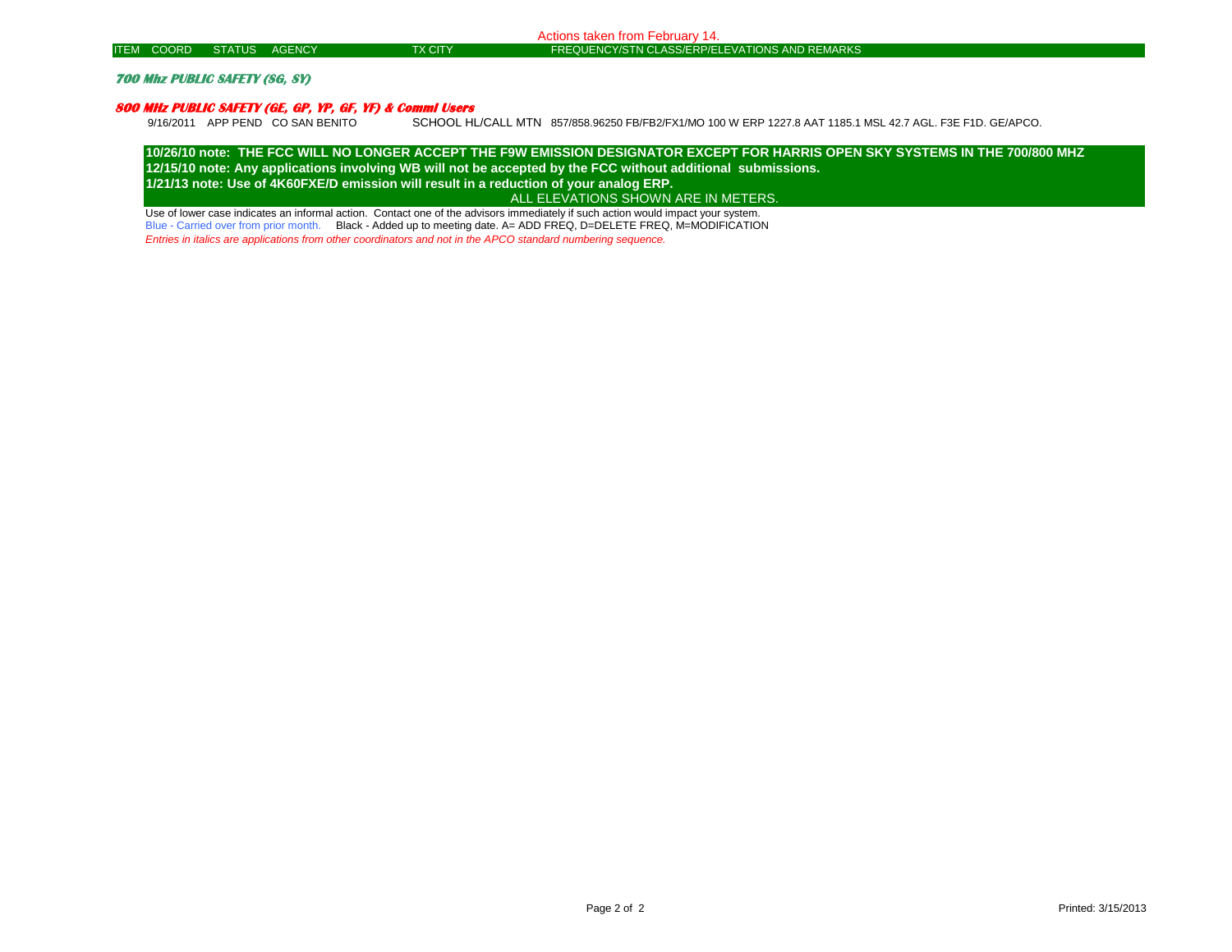Actions taken from February 14.

| ITEM | COORD | STATUS | AGENCY | TX CITY | FREQUENCY/STN CLASS/ERP/ELEVATIONS AND REMARKS |
|---|---|---|---|---|---|

***700 Mhz PUBLIC SAFETY (SG, SY)***

***800 MHz PUBLIC SAFETY (GE, GP, YP, GF, YF) & Comml Users***

| | | | | | |
|---|---|---|---|---|---|
| | 9/16/2011 | APP PEND | CO SAN BENITO | SCHOOL HL/CALL MTN | 857/858.96250 FB/FB2/FX1/MO 100 W ERP 1227.8 AAT 1185.1 MSL 42.7 AGL. F3E F1D. GE/APCO. |

**10/26/10 note: THE FCC WILL NO LONGER ACCEPT THE F9W EMISSION DESIGNATOR EXCEPT FOR HARRIS OPEN SKY SYSTEMS IN THE 700/800 MHZ**
**12/15/10 note: Any applications involving WB will not be accepted by the FCC without additional submissions.**
**1/21/13 note: Use of 4K60FXE/D emission will result in a reduction of your analog ERP.**
ALL ELEVATIONS SHOWN ARE IN METERS.

Use of lower case indicates an informal action. Contact one of the advisors immediately if such action would impact your system.
Blue - Carried over from prior month. Black - Added up to meeting date. A= ADD FREQ, D=DELETE FREQ, M=MODIFICATION
*Entries in italics are applications from other coordinators and not in the APCO standard numbering sequence.*

Printed: 3/15/2013